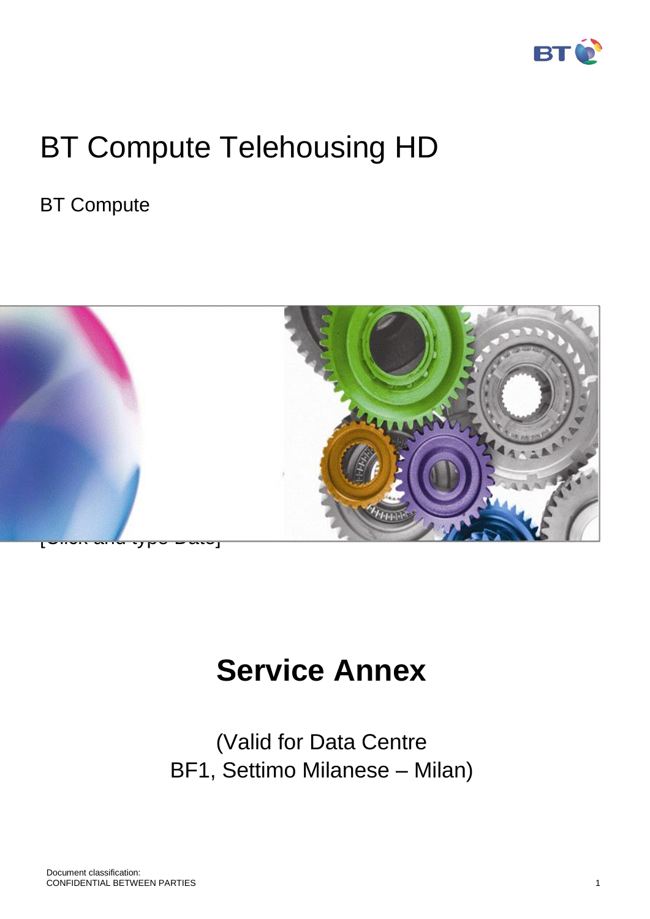# BT Compute Telehousing HD

BT Compute

[Click and type Date]

# Service Annex

(Valid for Data Centre
BF1, Settimo Milanese – Milan)

Document classification:
CONFIDENTIAL BETWEEN PARTIES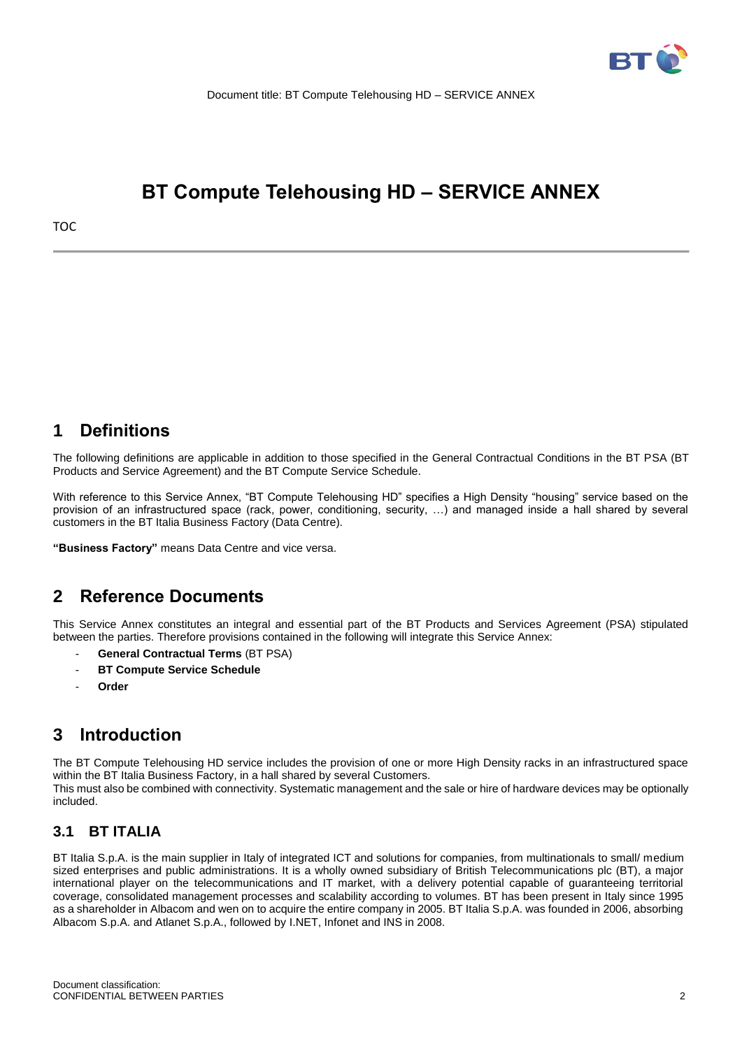# BT Compute Telehousing HD – SERVICE ANNEX

TOC

## 1 Definitions

The following definitions are applicable in addition to those specified in the General Contractual Conditions in the BT PSA (BT Products and Service Agreement) and the BT Compute Service Schedule.

With reference to this Service Annex, "BT Compute Telehousing HD" specifies a High Density "housing" service based on the provision of an infrastructured space (rack, power, conditioning, security, …) and managed inside a hall shared by several customers in the BT Italia Business Factory (Data Centre).

**"Business Factory"** means Data Centre and vice versa.

## 2 Reference Documents

This Service Annex constitutes an integral and essential part of the BT Products and Services Agreement (PSA) stipulated between the parties. Therefore provisions contained in the following will integrate this Service Annex:

- **General Contractual Terms** (BT PSA)
- **BT Compute Service Schedule**
- **Order**

## 3 Introduction

The BT Compute Telehousing HD service includes the provision of one or more High Density racks in an infrastructured space within the BT Italia Business Factory, in a hall shared by several Customers.
This must also be combined with connectivity. Systematic management and the sale or hire of hardware devices may be optionally included.

### 3.1 BT ITALIA

BT Italia S.p.A. is the main supplier in Italy of integrated ICT and solutions for companies, from multinationals to small/ medium sized enterprises and public administrations. It is a wholly owned subsidiary of British Telecommunications plc (BT), a major international player on the telecommunications and IT market, with a delivery potential capable of guaranteeing territorial coverage, consolidated management processes and scalability according to volumes. BT has been present in Italy since 1995 as a shareholder in Albacom and wen on to acquire the entire company in 2005. BT Italia S.p.A. was founded in 2006, absorbing Albacom S.p.A. and Atlanet S.p.A., followed by I.NET, Infonet and INS in 2008.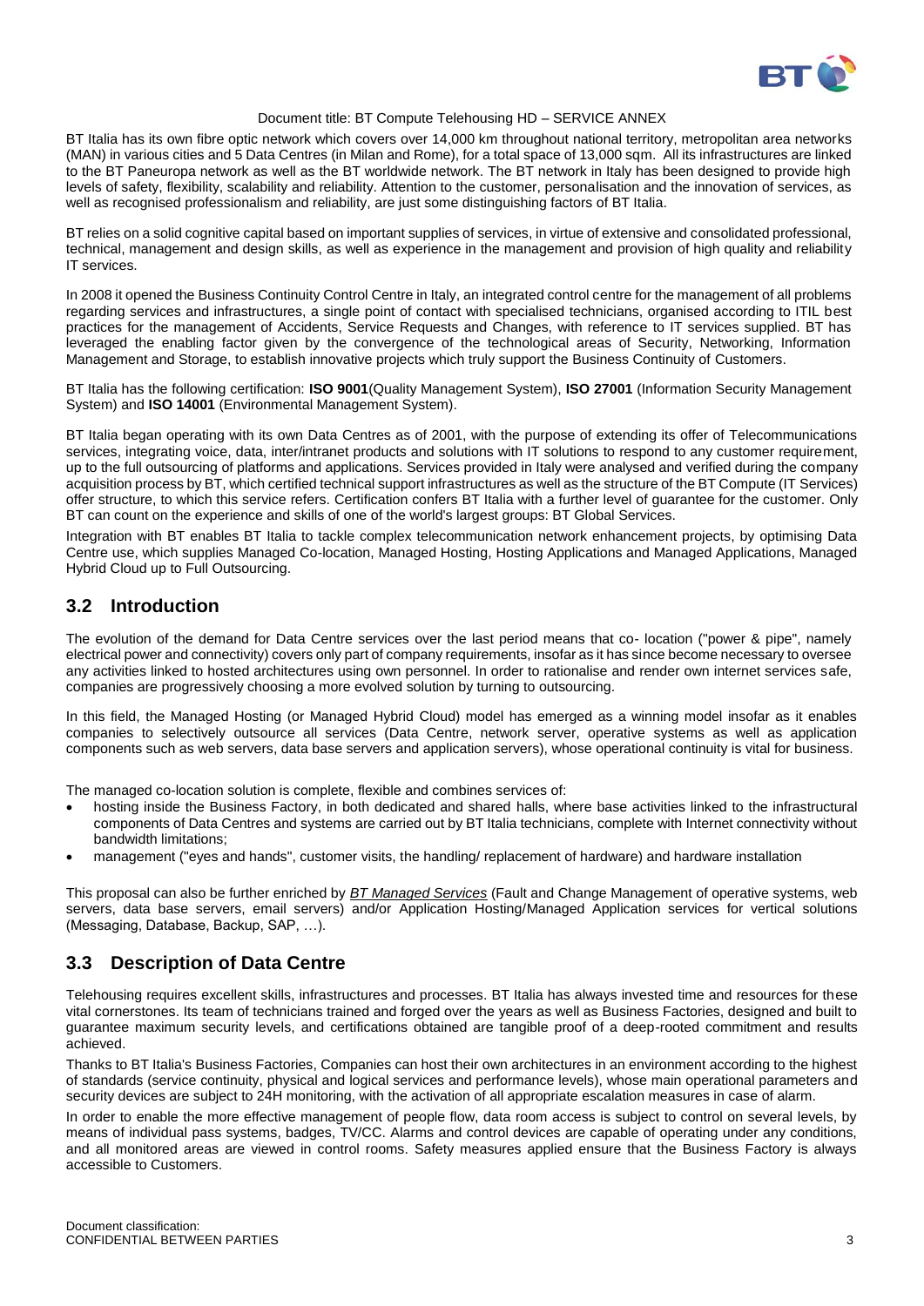BT Italia has its own fibre optic network which covers over 14,000 km throughout national territory, metropolitan area networks (MAN) in various cities and 5 Data Centres (in Milan and Rome), for a total space of 13,000 sqm. All its infrastructures are linked to the BT Paneuropa network as well as the BT worldwide network. The BT network in Italy has been designed to provide high levels of safety, flexibility, scalability and reliability. Attention to the customer, personalisation and the innovation of services, as well as recognised professionalism and reliability, are just some distinguishing factors of BT Italia.

BT relies on a solid cognitive capital based on important supplies of services, in virtue of extensive and consolidated professional, technical, management and design skills, as well as experience in the management and provision of high quality and reliability IT services.

In 2008 it opened the Business Continuity Control Centre in Italy, an integrated control centre for the management of all problems regarding services and infrastructures, a single point of contact with specialised technicians, organised according to ITIL best practices for the management of Accidents, Service Requests and Changes, with reference to IT services supplied. BT has leveraged the enabling factor given by the convergence of the technological areas of Security, Networking, Information Management and Storage, to establish innovative projects which truly support the Business Continuity of Customers.

BT Italia has the following certification: **ISO 9001**(Quality Management System), **ISO 27001** (Information Security Management System) and **ISO 14001** (Environmental Management System).

BT Italia began operating with its own Data Centres as of 2001, with the purpose of extending its offer of Telecommunications services, integrating voice, data, inter/intranet products and solutions with IT solutions to respond to any customer requirement, up to the full outsourcing of platforms and applications. Services provided in Italy were analysed and verified during the company acquisition process by BT, which certified technical support infrastructures as well as the structure of the BT Compute (IT Services) offer structure, to which this service refers. Certification confers BT Italia with a further level of guarantee for the customer. Only BT can count on the experience and skills of one of the world's largest groups: BT Global Services.

Integration with BT enables BT Italia to tackle complex telecommunication network enhancement projects, by optimising Data Centre use, which supplies Managed Co-location, Managed Hosting, Hosting Applications and Managed Applications, Managed Hybrid Cloud up to Full Outsourcing.

## 3.2 Introduction

The evolution of the demand for Data Centre services over the last period means that co- location ("power & pipe", namely electrical power and connectivity) covers only part of company requirements, insofar as it has since become necessary to oversee any activities linked to hosted architectures using own personnel. In order to rationalise and render own internet services safe, companies are progressively choosing a more evolved solution by turning to outsourcing.

In this field, the Managed Hosting (or Managed Hybrid Cloud) model has emerged as a winning model insofar as it enables companies to selectively outsource all services (Data Centre, network server, operative systems as well as application components such as web servers, data base servers and application servers), whose operational continuity is vital for business.

The managed co-location solution is complete, flexible and combines services of:

- hosting inside the Business Factory, in both dedicated and shared halls, where base activities linked to the infrastructural components of Data Centres and systems are carried out by BT Italia technicians, complete with Internet connectivity without bandwidth limitations;
- management ("eyes and hands", customer visits, the handling/ replacement of hardware) and hardware installation

This proposal can also be further enriched by *BT Managed Services* (Fault and Change Management of operative systems, web servers, data base servers, email servers) and/or Application Hosting/Managed Application services for vertical solutions (Messaging, Database, Backup, SAP, …).

## 3.3 Description of Data Centre

Telehousing requires excellent skills, infrastructures and processes. BT Italia has always invested time and resources for these vital cornerstones. Its team of technicians trained and forged over the years as well as Business Factories, designed and built to guarantee maximum security levels, and certifications obtained are tangible proof of a deep-rooted commitment and results achieved.

Thanks to BT Italia's Business Factories, Companies can host their own architectures in an environment according to the highest of standards (service continuity, physical and logical services and performance levels), whose main operational parameters and security devices are subject to 24H monitoring, with the activation of all appropriate escalation measures in case of alarm.

In order to enable the more effective management of people flow, data room access is subject to control on several levels, by means of individual pass systems, badges, TV/CC. Alarms and control devices are capable of operating under any conditions, and all monitored areas are viewed in control rooms. Safety measures applied ensure that the Business Factory is always accessible to Customers.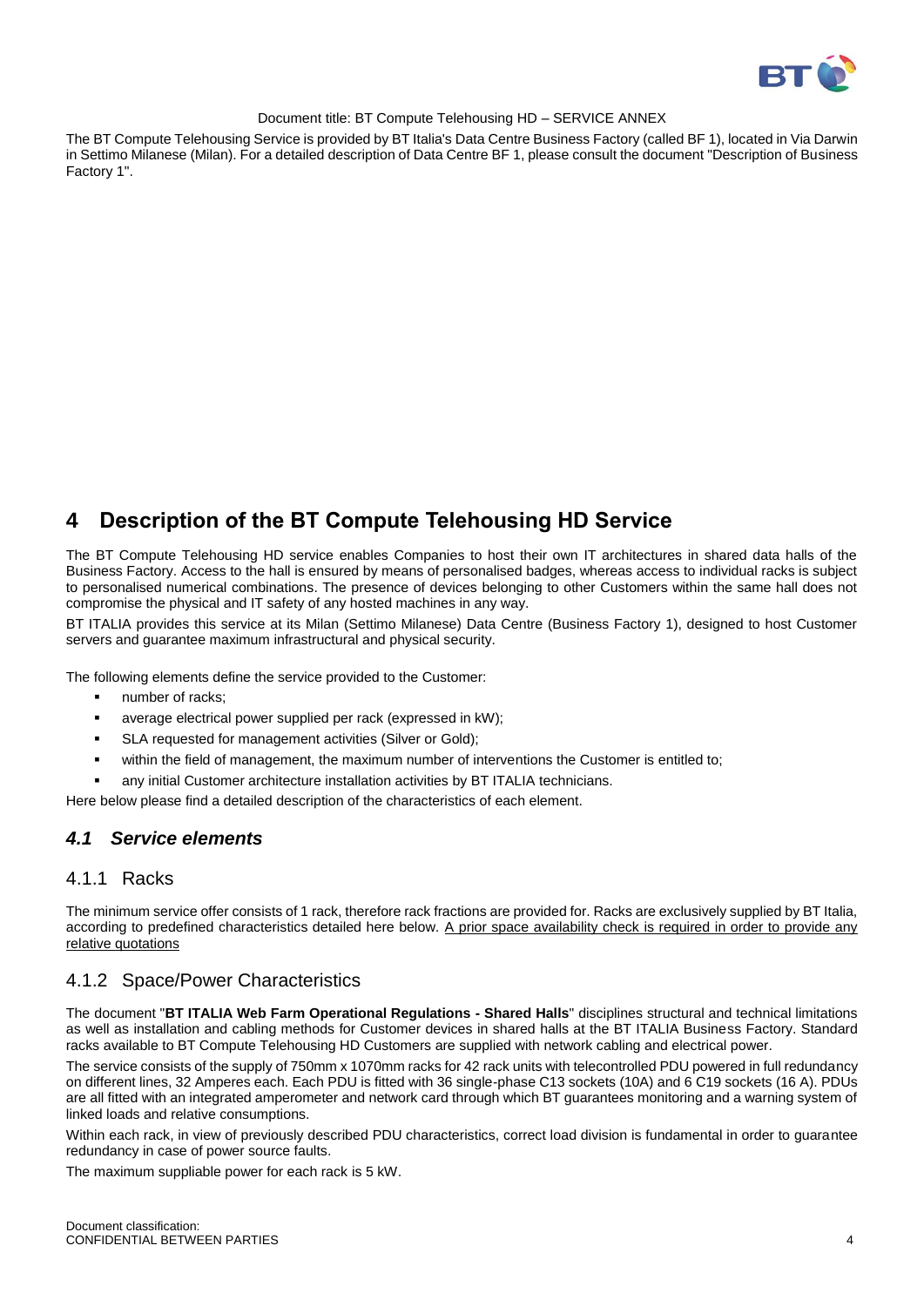The BT Compute Telehousing Service is provided by BT Italia's Data Centre Business Factory (called BF 1), located in Via Darwin in Settimo Milanese (Milan). For a detailed description of Data Centre BF 1, please consult the document "Description of Business Factory 1".

# 4 Description of the BT Compute Telehousing HD Service

The BT Compute Telehousing HD service enables Companies to host their own IT architectures in shared data halls of the Business Factory. Access to the hall is ensured by means of personalised badges, whereas access to individual racks is subject to personalised numerical combinations. The presence of devices belonging to other Customers within the same hall does not compromise the physical and IT safety of any hosted machines in any way.

BT ITALIA provides this service at its Milan (Settimo Milanese) Data Centre (Business Factory 1), designed to host Customer servers and guarantee maximum infrastructural and physical security.

The following elements define the service provided to the Customer:

- number of racks;
- average electrical power supplied per rack (expressed in kW);
- SLA requested for management activities (Silver or Gold);
- within the field of management, the maximum number of interventions the Customer is entitled to;
- any initial Customer architecture installation activities by BT ITALIA technicians.

Here below please find a detailed description of the characteristics of each element.

## *4.1 Service elements*

### 4.1.1 Racks

The minimum service offer consists of 1 rack, therefore rack fractions are provided for. Racks are exclusively supplied by BT Italia, according to predefined characteristics detailed here below. A prior space availability check is required in order to provide any relative quotations

### 4.1.2 Space/Power Characteristics

The document "**BT ITALIA Web Farm Operational Regulations - Shared Halls**" disciplines structural and technical limitations as well as installation and cabling methods for Customer devices in shared halls at the BT ITALIA Business Factory. Standard racks available to BT Compute Telehousing HD Customers are supplied with network cabling and electrical power.

The service consists of the supply of 750mm x 1070mm racks for 42 rack units with telecontrolled PDU powered in full redundancy on different lines, 32 Amperes each. Each PDU is fitted with 36 single-phase C13 sockets (10A) and 6 C19 sockets (16 A). PDUs are all fitted with an integrated amperometer and network card through which BT guarantees monitoring and a warning system of linked loads and relative consumptions.

Within each rack, in view of previously described PDU characteristics, correct load division is fundamental in order to guarantee redundancy in case of power source faults.

The maximum suppliable power for each rack is 5 kW.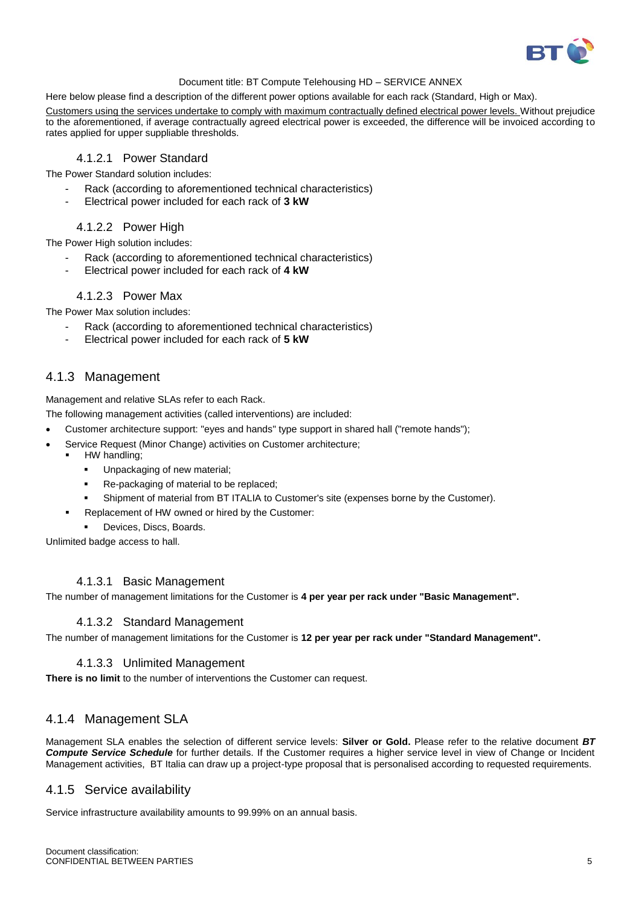Here below please find a description of the different power options available for each rack (Standard, High or Max).

Customers using the services undertake to comply with maximum contractually defined electrical power levels. Without prejudice to the aforementioned, if average contractually agreed electrical power is exceeded, the difference will be invoiced according to rates applied for upper suppliable thresholds.

#### 4.1.2.1 Power Standard

The Power Standard solution includes:

- Rack (according to aforementioned technical characteristics)
- Electrical power included for each rack of **3 kW**

#### 4.1.2.2 Power High

The Power High solution includes:

- Rack (according to aforementioned technical characteristics)
- Electrical power included for each rack of **4 kW**

#### 4.1.2.3 Power Max

The Power Max solution includes:

- Rack (according to aforementioned technical characteristics)
- Electrical power included for each rack of **5 kW**

### 4.1.3 Management

Management and relative SLAs refer to each Rack.

The following management activities (called interventions) are included:

- Customer architecture support: "eyes and hands" type support in shared hall ("remote hands");
- Service Request (Minor Change) activities on Customer architecture;
  - HW handling;
    - Unpackaging of new material;
    - Re-packaging of material to be replaced;
    - Shipment of material from BT ITALIA to Customer's site (expenses borne by the Customer).
  - Replacement of HW owned or hired by the Customer:
    - Devices, Discs, Boards.

Unlimited badge access to hall.

#### 4.1.3.1 Basic Management

The number of management limitations for the Customer is **4 per year per rack under "Basic Management".**

#### 4.1.3.2 Standard Management

The number of management limitations for the Customer is **12 per year per rack under "Standard Management".**

#### 4.1.3.3 Unlimited Management

**There is no limit** to the number of interventions the Customer can request.

### 4.1.4 Management SLA

Management SLA enables the selection of different service levels: **Silver or Gold.** Please refer to the relative document ***BT Compute Service Schedule*** for further details. If the Customer requires a higher service level in view of Change or Incident Management activities, BT Italia can draw up a project-type proposal that is personalised according to requested requirements.

### 4.1.5 Service availability

Service infrastructure availability amounts to 99.99% on an annual basis.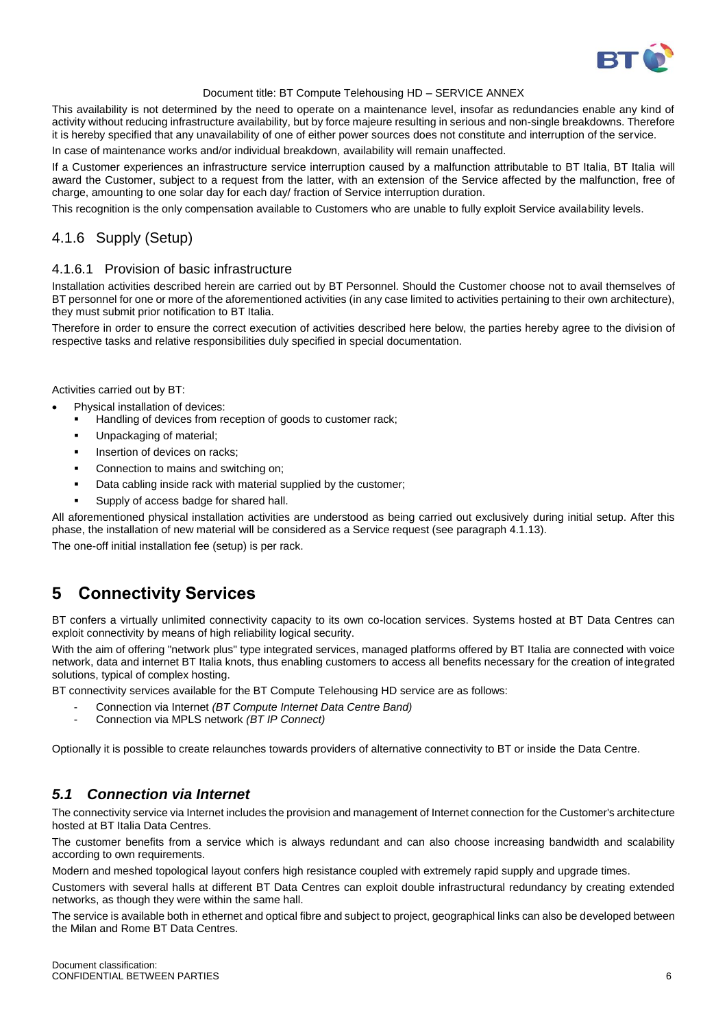This availability is not determined by the need to operate on a maintenance level, insofar as redundancies enable any kind of activity without reducing infrastructure availability, but by force majeure resulting in serious and non-single breakdowns. Therefore it is hereby specified that any unavailability of one of either power sources does not constitute and interruption of the service.

In case of maintenance works and/or individual breakdown, availability will remain unaffected.

If a Customer experiences an infrastructure service interruption caused by a malfunction attributable to BT Italia, BT Italia will award the Customer, subject to a request from the latter, with an extension of the Service affected by the malfunction, free of charge, amounting to one solar day for each day/ fraction of Service interruption duration.

This recognition is the only compensation available to Customers who are unable to fully exploit Service availability levels.

### 4.1.6 Supply (Setup)

#### 4.1.6.1 Provision of basic infrastructure

Installation activities described herein are carried out by BT Personnel. Should the Customer choose not to avail themselves of BT personnel for one or more of the aforementioned activities (in any case limited to activities pertaining to their own architecture), they must submit prior notification to BT Italia.

Therefore in order to ensure the correct execution of activities described here below, the parties hereby agree to the division of respective tasks and relative responsibilities duly specified in special documentation.

Activities carried out by BT:

- Physical installation of devices:
  - Handling of devices from reception of goods to customer rack;
  - Unpackaging of material;
  - Insertion of devices on racks;
  - Connection to mains and switching on;
  - Data cabling inside rack with material supplied by the customer;
  - Supply of access badge for shared hall.

All aforementioned physical installation activities are understood as being carried out exclusively during initial setup. After this phase, the installation of new material will be considered as a Service request (see paragraph 4.1.13).

The one-off initial installation fee (setup) is per rack.

# 5 Connectivity Services

BT confers a virtually unlimited connectivity capacity to its own co-location services. Systems hosted at BT Data Centres can exploit connectivity by means of high reliability logical security.

With the aim of offering "network plus" type integrated services, managed platforms offered by BT Italia are connected with voice network, data and internet BT Italia knots, thus enabling customers to access all benefits necessary for the creation of integrated solutions, typical of complex hosting.

BT connectivity services available for the BT Compute Telehousing HD service are as follows:

- Connection via Internet *(BT Compute Internet Data Centre Band)*
- Connection via MPLS network *(BT IP Connect)*

Optionally it is possible to create relaunches towards providers of alternative connectivity to BT or inside the Data Centre.

## *5.1 Connection via Internet*

The connectivity service via Internet includes the provision and management of Internet connection for the Customer's architecture hosted at BT Italia Data Centres.

The customer benefits from a service which is always redundant and can also choose increasing bandwidth and scalability according to own requirements.

Modern and meshed topological layout confers high resistance coupled with extremely rapid supply and upgrade times.

Customers with several halls at different BT Data Centres can exploit double infrastructural redundancy by creating extended networks, as though they were within the same hall.

The service is available both in ethernet and optical fibre and subject to project, geographical links can also be developed between the Milan and Rome BT Data Centres.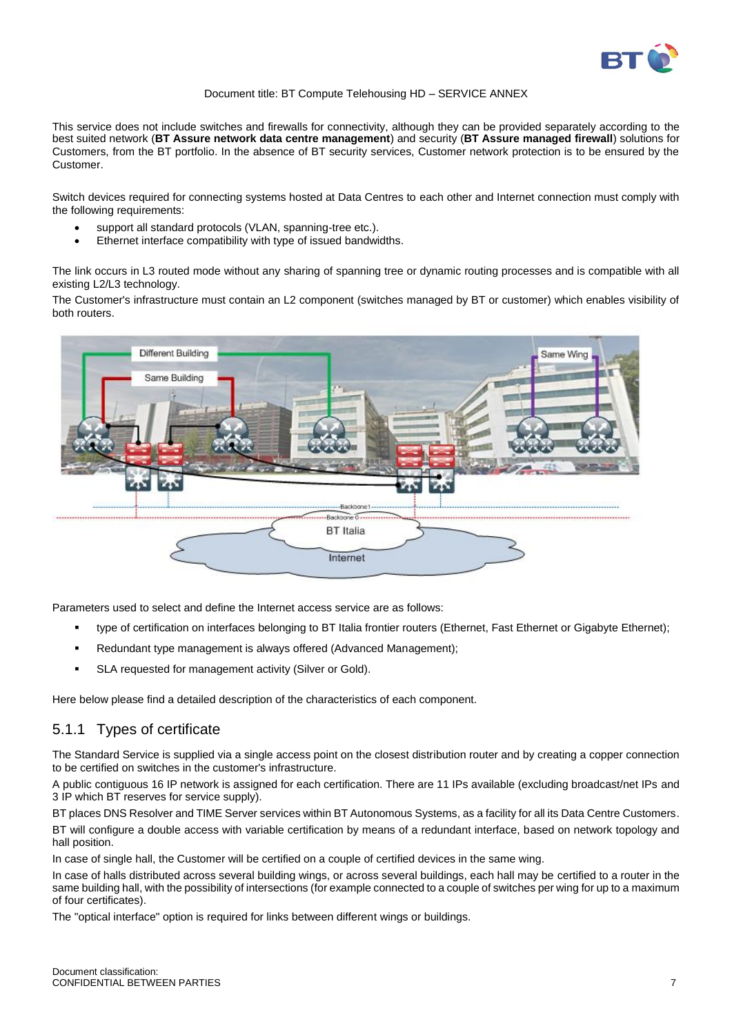This service does not include switches and firewalls for connectivity, although they can be provided separately according to the best suited network (**BT Assure network data centre management**) and security (**BT Assure managed firewall**) solutions for Customers, from the BT portfolio. In the absence of BT security services, Customer network protection is to be ensured by the Customer.

Switch devices required for connecting systems hosted at Data Centres to each other and Internet connection must comply with the following requirements:

- support all standard protocols (VLAN, spanning-tree etc.).
- Ethernet interface compatibility with type of issued bandwidths.

The link occurs in L3 routed mode without any sharing of spanning tree or dynamic routing processes and is compatible with all existing L2/L3 technology.

The Customer's infrastructure must contain an L2 component (switches managed by BT or customer) which enables visibility of both routers.

Parameters used to select and define the Internet access service are as follows:

- type of certification on interfaces belonging to BT Italia frontier routers (Ethernet, Fast Ethernet or Gigabyte Ethernet);
- Redundant type management is always offered (Advanced Management);
- SLA requested for management activity (Silver or Gold).

Here below please find a detailed description of the characteristics of each component.

## 5.1.1 Types of certificate

The Standard Service is supplied via a single access point on the closest distribution router and by creating a copper connection to be certified on switches in the customer's infrastructure.

A public contiguous 16 IP network is assigned for each certification. There are 11 IPs available (excluding broadcast/net IPs and 3 IP which BT reserves for service supply).

BT places DNS Resolver and TIME Server services within BT Autonomous Systems, as a facility for all its Data Centre Customers.

BT will configure a double access with variable certification by means of a redundant interface, based on network topology and hall position.

In case of single hall, the Customer will be certified on a couple of certified devices in the same wing.

In case of halls distributed across several building wings, or across several buildings, each hall may be certified to a router in the same building hall, with the possibility of intersections (for example connected to a couple of switches per wing for up to a maximum of four certificates).

The "optical interface" option is required for links between different wings or buildings.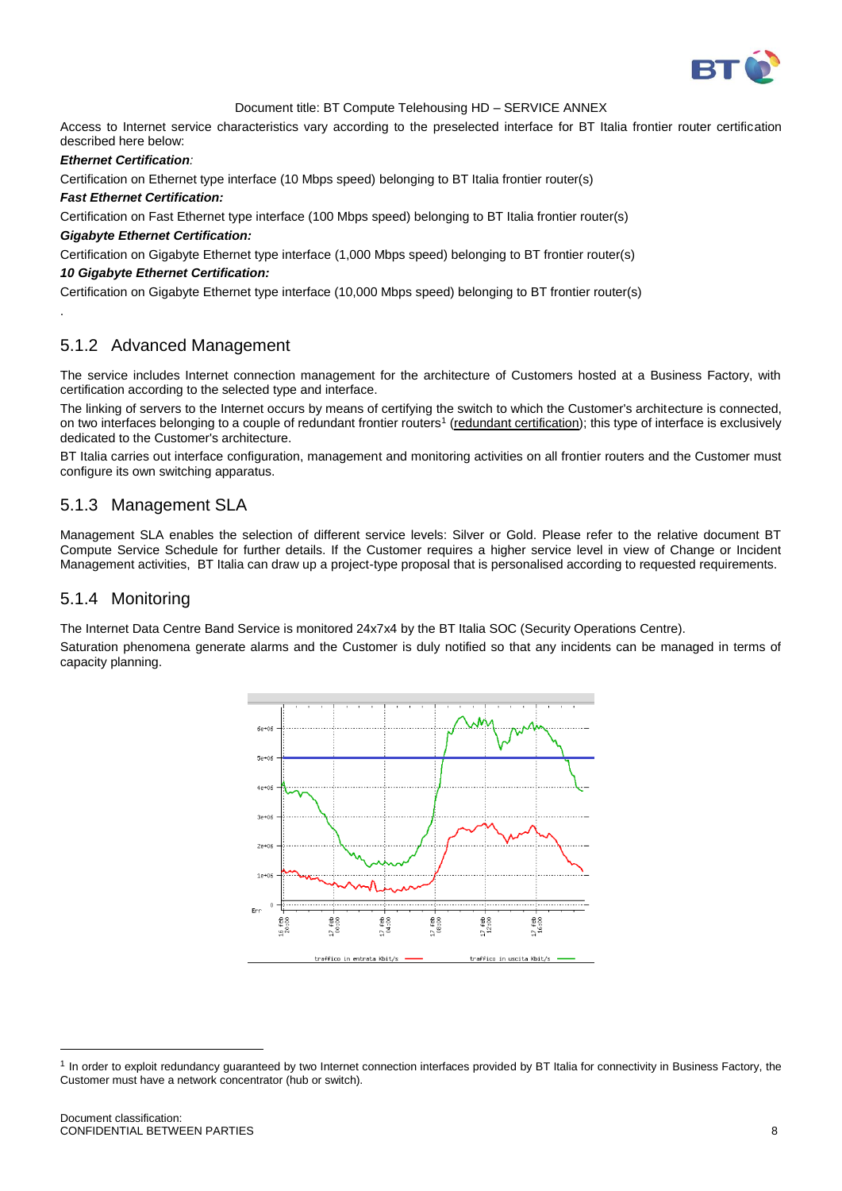Access to Internet service characteristics vary according to the preselected interface for BT Italia frontier router certification described here below:

***Ethernet Certification***:

Certification on Ethernet type interface (10 Mbps speed) belonging to BT Italia frontier router(s)

***Fast Ethernet Certification:***

Certification on Fast Ethernet type interface (100 Mbps speed) belonging to BT Italia frontier router(s)

***Gigabyte Ethernet Certification:***

Certification on Gigabyte Ethernet type interface (1,000 Mbps speed) belonging to BT frontier router(s)

***10 Gigabyte Ethernet Certification:***

Certification on Gigabyte Ethernet type interface (10,000 Mbps speed) belonging to BT frontier router(s)

.

### 5.1.2 Advanced Management

The service includes Internet connection management for the architecture of Customers hosted at a Business Factory, with certification according to the selected type and interface.

The linking of servers to the Internet occurs by means of certifying the switch to which the Customer's architecture is connected, on two interfaces belonging to a couple of redundant frontier routers[1] (redundant certification); this type of interface is exclusively dedicated to the Customer's architecture.

BT Italia carries out interface configuration, management and monitoring activities on all frontier routers and the Customer must configure its own switching apparatus.

### 5.1.3 Management SLA

Management SLA enables the selection of different service levels: Silver or Gold. Please refer to the relative document BT Compute Service Schedule for further details. If the Customer requires a higher service level in view of Change or Incident Management activities, BT Italia can draw up a project-type proposal that is personalised according to requested requirements.

### 5.1.4 Monitoring

The Internet Data Centre Band Service is monitored 24x7x4 by the BT Italia SOC (Security Operations Centre).

Saturation phenomena generate alarms and the Customer is duly notified so that any incidents can be managed in terms of capacity planning.

---

[1] In order to exploit redundancy guaranteed by two Internet connection interfaces provided by BT Italia for connectivity in Business Factory, the Customer must have a network concentrator (hub or switch).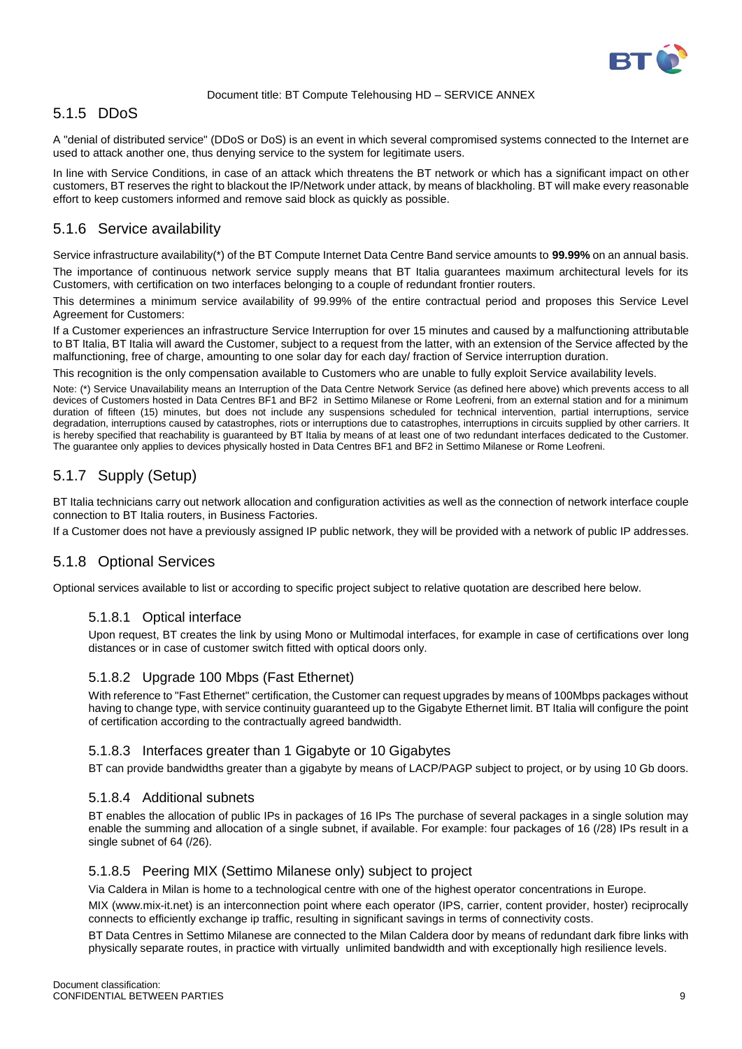### 5.1.5 DDoS

A "denial of distributed service" (DDoS or DoS) is an event in which several compromised systems connected to the Internet are used to attack another one, thus denying service to the system for legitimate users.

In line with Service Conditions, in case of an attack which threatens the BT network or which has a significant impact on other customers, BT reserves the right to blackout the IP/Network under attack, by means of blackholing. BT will make every reasonable effort to keep customers informed and remove said block as quickly as possible.

### 5.1.6 Service availability

Service infrastructure availability(*) of the BT Compute Internet Data Centre Band service amounts to **99.99%** on an annual basis.

The importance of continuous network service supply means that BT Italia guarantees maximum architectural levels for its Customers, with certification on two interfaces belonging to a couple of redundant frontier routers.

This determines a minimum service availability of 99.99% of the entire contractual period and proposes this Service Level Agreement for Customers:

If a Customer experiences an infrastructure Service Interruption for over 15 minutes and caused by a malfunctioning attributable to BT Italia, BT Italia will award the Customer, subject to a request from the latter, with an extension of the Service affected by the malfunctioning, free of charge, amounting to one solar day for each day/ fraction of Service interruption duration.

This recognition is the only compensation available to Customers who are unable to fully exploit Service availability levels.

Note: (*) Service Unavailability means an Interruption of the Data Centre Network Service (as defined here above) which prevents access to all devices of Customers hosted in Data Centres BF1 and BF2 in Settimo Milanese or Rome Leofreni, from an external station and for a minimum duration of fifteen (15) minutes, but does not include any suspensions scheduled for technical intervention, partial interruptions, service degradation, interruptions caused by catastrophes, riots or interruptions due to catastrophes, interruptions in circuits supplied by other carriers. It is hereby specified that reachability is guaranteed by BT Italia by means of at least one of two redundant interfaces dedicated to the Customer. The guarantee only applies to devices physically hosted in Data Centres BF1 and BF2 in Settimo Milanese or Rome Leofreni.

### 5.1.7 Supply (Setup)

BT Italia technicians carry out network allocation and configuration activities as well as the connection of network interface couple connection to BT Italia routers, in Business Factories.

If a Customer does not have a previously assigned IP public network, they will be provided with a network of public IP addresses.

### 5.1.8 Optional Services

Optional services available to list or according to specific project subject to relative quotation are described here below.

#### 5.1.8.1 Optical interface

Upon request, BT creates the link by using Mono or Multimodal interfaces, for example in case of certifications over long distances or in case of customer switch fitted with optical doors only.

#### 5.1.8.2 Upgrade 100 Mbps (Fast Ethernet)

With reference to "Fast Ethernet" certification, the Customer can request upgrades by means of 100Mbps packages without having to change type, with service continuity guaranteed up to the Gigabyte Ethernet limit. BT Italia will configure the point of certification according to the contractually agreed bandwidth.

#### 5.1.8.3 Interfaces greater than 1 Gigabyte or 10 Gigabytes

BT can provide bandwidths greater than a gigabyte by means of LACP/PAGP subject to project, or by using 10 Gb doors.

#### 5.1.8.4 Additional subnets

BT enables the allocation of public IPs in packages of 16 IPs The purchase of several packages in a single solution may enable the summing and allocation of a single subnet, if available. For example: four packages of 16 (/28) IPs result in a single subnet of 64 (/26).

#### 5.1.8.5 Peering MIX (Settimo Milanese only) subject to project

Via Caldera in Milan is home to a technological centre with one of the highest operator concentrations in Europe.

MIX (www.mix-it.net) is an interconnection point where each operator (IPS, carrier, content provider, hoster) reciprocally connects to efficiently exchange ip traffic, resulting in significant savings in terms of connectivity costs.

BT Data Centres in Settimo Milanese are connected to the Milan Caldera door by means of redundant dark fibre links with physically separate routes, in practice with virtually unlimited bandwidth and with exceptionally high resilience levels.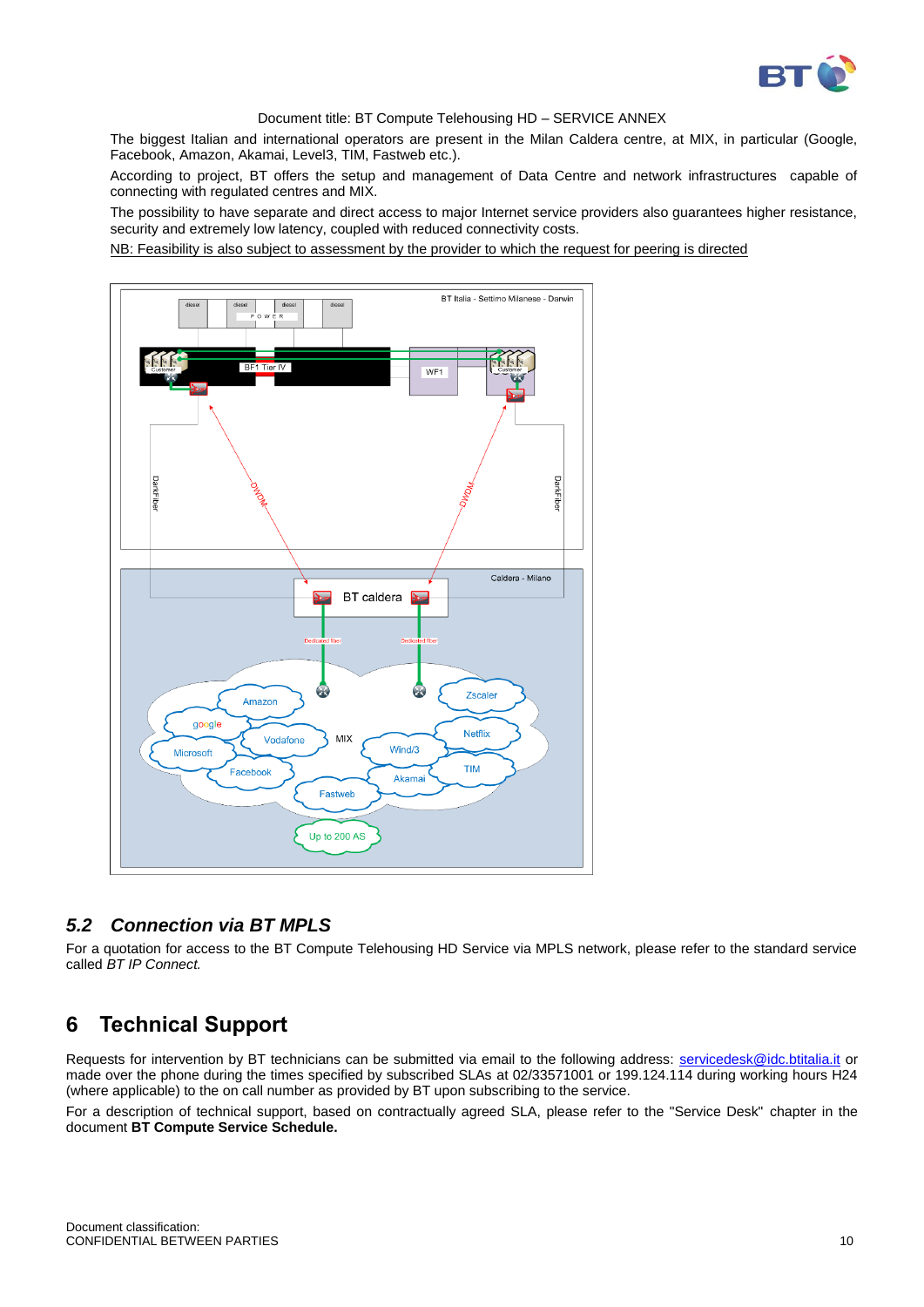The biggest Italian and international operators are present in the Milan Caldera centre, at MIX, in particular (Google, Facebook, Amazon, Akamai, Level3, TIM, Fastweb etc.).

According to project, BT offers the setup and management of Data Centre and network infrastructures capable of connecting with regulated centres and MIX.

The possibility to have separate and direct access to major Internet service providers also guarantees higher resistance, security and extremely low latency, coupled with reduced connectivity costs.

NB: Feasibility is also subject to assessment by the provider to which the request for peering is directed

### 5.2 *Connection via BT MPLS*

For a quotation for access to the BT Compute Telehousing HD Service via MPLS network, please refer to the standard service called *BT IP Connect.*

## 6 Technical Support

Requests for intervention by BT technicians can be submitted via email to the following address: servicedesk@idc.btitalia.it or made over the phone during the times specified by subscribed SLAs at 02/33571001 or 199.124.114 during working hours H24 (where applicable) to the on call number as provided by BT upon subscribing to the service.

For a description of technical support, based on contractually agreed SLA, please refer to the "Service Desk" chapter in the document **BT Compute Service Schedule.**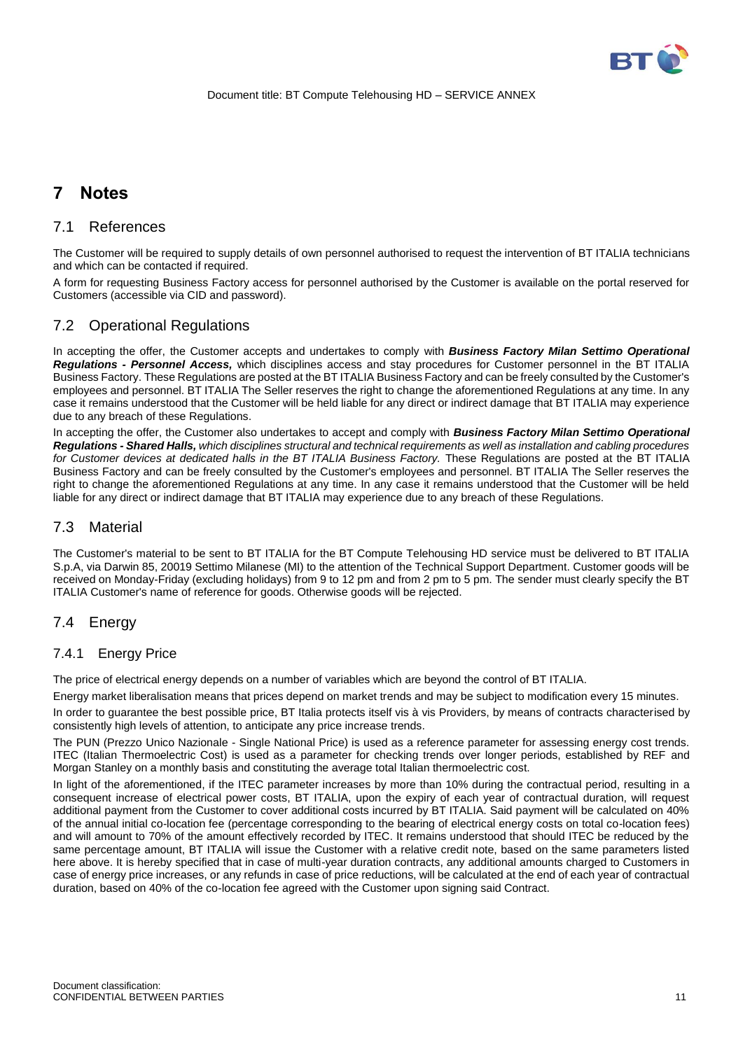# 7 Notes

## 7.1 References

The Customer will be required to supply details of own personnel authorised to request the intervention of BT ITALIA technicians and which can be contacted if required.

A form for requesting Business Factory access for personnel authorised by the Customer is available on the portal reserved for Customers (accessible via CID and password).

## 7.2 Operational Regulations

In accepting the offer, the Customer accepts and undertakes to comply with ***Business Factory Milan Settimo Operational Regulations - Personnel Access,*** which disciplines access and stay procedures for Customer personnel in the BT ITALIA Business Factory. These Regulations are posted at the BT ITALIA Business Factory and can be freely consulted by the Customer's employees and personnel. BT ITALIA The Seller reserves the right to change the aforementioned Regulations at any time. In any case it remains understood that the Customer will be held liable for any direct or indirect damage that BT ITALIA may experience due to any breach of these Regulations.

In accepting the offer, the Customer also undertakes to accept and comply with ***Business Factory Milan Settimo Operational Regulations - Shared Halls,*** *which disciplines structural and technical requirements as well as installation and cabling procedures for Customer devices at dedicated halls in the BT ITALIA Business Factory.* These Regulations are posted at the BT ITALIA Business Factory and can be freely consulted by the Customer's employees and personnel. BT ITALIA The Seller reserves the right to change the aforementioned Regulations at any time. In any case it remains understood that the Customer will be held liable for any direct or indirect damage that BT ITALIA may experience due to any breach of these Regulations.

## 7.3 Material

The Customer's material to be sent to BT ITALIA for the BT Compute Telehousing HD service must be delivered to BT ITALIA S.p.A, via Darwin 85, 20019 Settimo Milanese (MI) to the attention of the Technical Support Department. Customer goods will be received on Monday-Friday (excluding holidays) from 9 to 12 pm and from 2 pm to 5 pm. The sender must clearly specify the BT ITALIA Customer's name of reference for goods. Otherwise goods will be rejected.

## 7.4 Energy

### 7.4.1 Energy Price

The price of electrical energy depends on a number of variables which are beyond the control of BT ITALIA.

Energy market liberalisation means that prices depend on market trends and may be subject to modification every 15 minutes.

In order to guarantee the best possible price, BT Italia protects itself vis à vis Providers, by means of contracts characterised by consistently high levels of attention, to anticipate any price increase trends.

The PUN (Prezzo Unico Nazionale - Single National Price) is used as a reference parameter for assessing energy cost trends. ITEC (Italian Thermoelectric Cost) is used as a parameter for checking trends over longer periods, established by REF and Morgan Stanley on a monthly basis and constituting the average total Italian thermoelectric cost.

In light of the aforementioned, if the ITEC parameter increases by more than 10% during the contractual period, resulting in a consequent increase of electrical power costs, BT ITALIA, upon the expiry of each year of contractual duration, will request additional payment from the Customer to cover additional costs incurred by BT ITALIA. Said payment will be calculated on 40% of the annual initial co-location fee (percentage corresponding to the bearing of electrical energy costs on total co-location fees) and will amount to 70% of the amount effectively recorded by ITEC. It remains understood that should ITEC be reduced by the same percentage amount, BT ITALIA will issue the Customer with a relative credit note, based on the same parameters listed here above. It is hereby specified that in case of multi-year duration contracts, any additional amounts charged to Customers in case of energy price increases, or any refunds in case of price reductions, will be calculated at the end of each year of contractual duration, based on 40% of the co-location fee agreed with the Customer upon signing said Contract.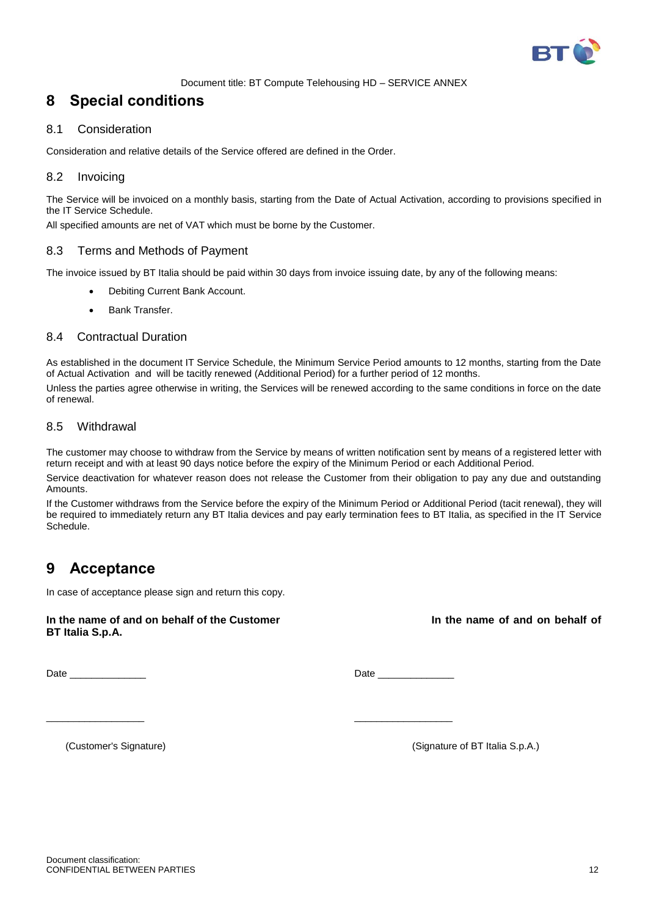# 8 Special conditions

## 8.1 Consideration

Consideration and relative details of the Service offered are defined in the Order.

## 8.2 Invoicing

The Service will be invoiced on a monthly basis, starting from the Date of Actual Activation, according to provisions specified in the IT Service Schedule.

All specified amounts are net of VAT which must be borne by the Customer.

## 8.3 Terms and Methods of Payment

The invoice issued by BT Italia should be paid within 30 days from invoice issuing date, by any of the following means:

- Debiting Current Bank Account.
- Bank Transfer.

## 8.4 Contractual Duration

As established in the document IT Service Schedule, the Minimum Service Period amounts to 12 months, starting from the Date of Actual Activation and will be tacitly renewed (Additional Period) for a further period of 12 months.

Unless the parties agree otherwise in writing, the Services will be renewed according to the same conditions in force on the date of renewal.

## 8.5 Withdrawal

The customer may choose to withdraw from the Service by means of written notification sent by means of a registered letter with return receipt and with at least 90 days notice before the expiry of the Minimum Period or each Additional Period.

Service deactivation for whatever reason does not release the Customer from their obligation to pay any due and outstanding Amounts.

If the Customer withdraws from the Service before the expiry of the Minimum Period or Additional Period (tacit renewal), they will be required to immediately return any BT Italia devices and pay early termination fees to BT Italia, as specified in the IT Service Schedule.

# 9 Acceptance

In case of acceptance please sign and return this copy.

**In the name of and on behalf of the Customer**

Date ______________

__________________

(Customer's Signature)

**In the name of and on behalf of BT Italia S.p.A.**

Date ______________

__________________

(Signature of BT Italia S.p.A.)

Document classification:
CONFIDENTIAL BETWEEN PARTIES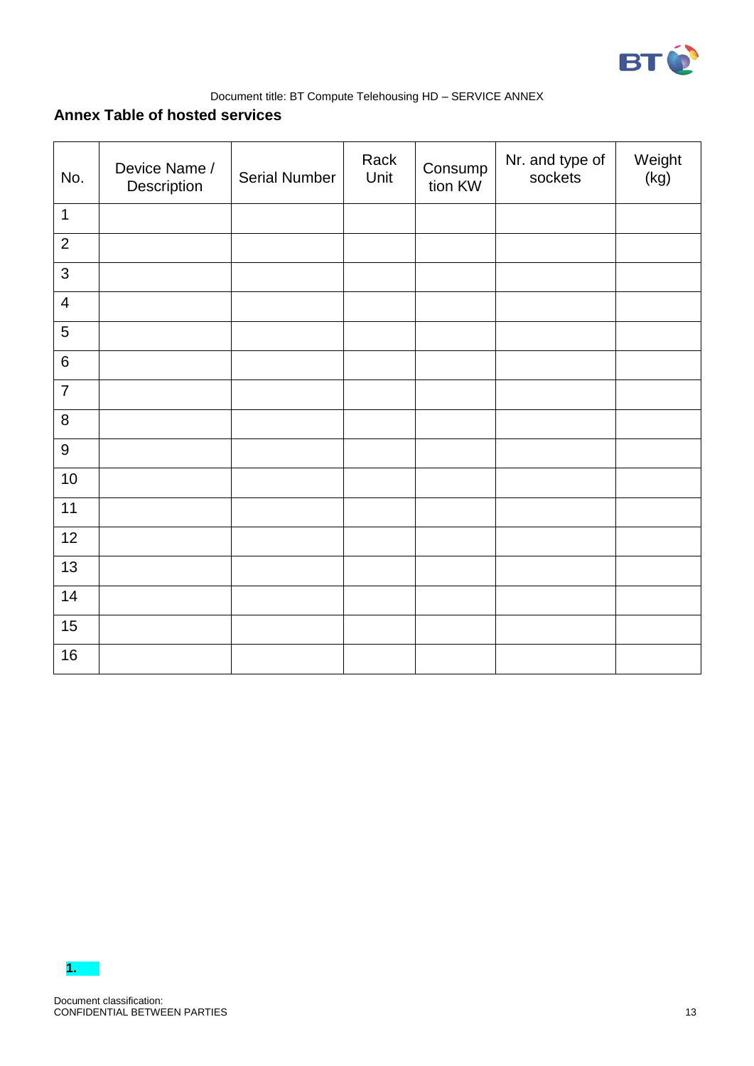## Annex Table of hosted services

| No. | Device Name / Description | Serial Number | Rack Unit | Consumption KW | Nr. and type of sockets | Weight (kg) |
|---|---|---|---|---|---|---|
| 1 | | | | | | |
| 2 | | | | | | |
| 3 | | | | | | |
| 4 | | | | | | |
| 5 | | | | | | |
| 6 | | | | | | |
| 7 | | | | | | |
| 8 | | | | | | |
| 9 | | | | | | |
| 10 | | | | | | |
| 11 | | | | | | |
| 12 | | | | | | |
| 13 | | | | | | |
| 14 | | | | | | |
| 15 | | | | | | |
| 16 | | | | | | |

**1.**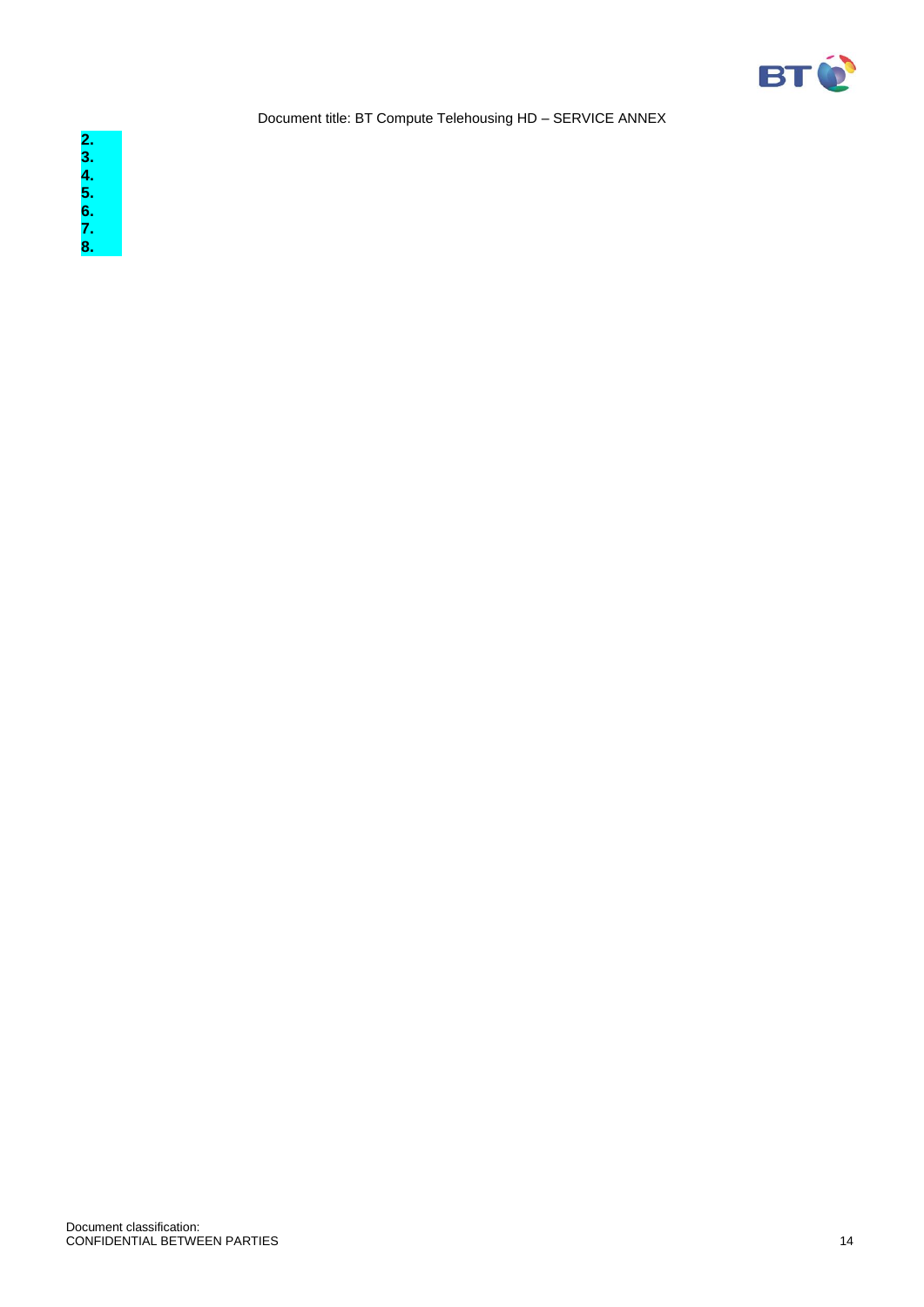**2.**
**3.**
**4.**
**5.**
**6.**
**7.**
**8.**